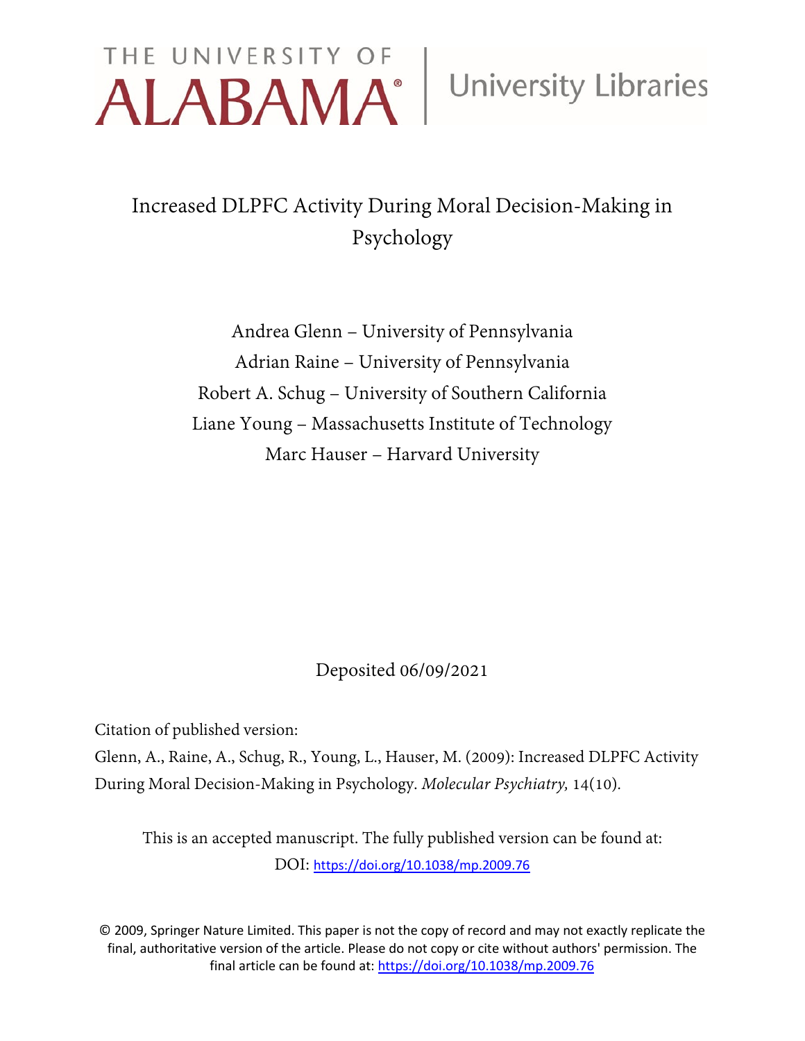THE UNIVERSITY OF ALABAMA® | University Libraries

# Increased DLPFC Activity During Moral Decision-Making in Psychology

Andrea Glenn – University of Pennsylvania
Adrian Raine – University of Pennsylvania
Robert A. Schug – University of Southern California
Liane Young – Massachusetts Institute of Technology
Marc Hauser – Harvard University

Deposited 06/09/2021

Citation of published version:

Glenn, A., Raine, A., Schug, R., Young, L., Hauser, M. (2009): Increased DLPFC Activity During Moral Decision-Making in Psychology. *Molecular Psychiatry,* 14(10).

This is an accepted manuscript. The fully published version can be found at:
DOI: https://doi.org/10.1038/mp.2009.76

© 2009, Springer Nature Limited. This paper is not the copy of record and may not exactly replicate the final, authoritative version of the article. Please do not copy or cite without authors' permission. The final article can be found at: https://doi.org/10.1038/mp.2009.76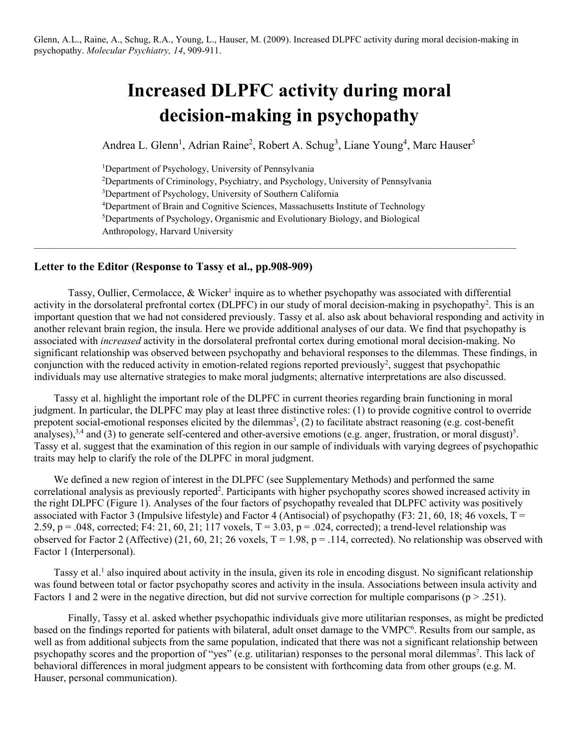Glenn, A.L., Raine, A., Schug, R.A., Young, L., Hauser, M. (2009). Increased DLPFC activity during moral decision-making in psychopathy. *Molecular Psychiatry, 14*, 909-911.

# Increased DLPFC activity during moral decision-making in psychopathy

Andrea L. Glenn[1], Adrian Raine[2], Robert A. Schug[3], Liane Young[4], Marc Hauser[5]

[1]Department of Psychology, University of Pennsylvania
[2]Departments of Criminology, Psychiatry, and Psychology, University of Pennsylvania
[3]Department of Psychology, University of Southern California
[4]Department of Brain and Cognitive Sciences, Massachusetts Institute of Technology
[5]Departments of Psychology, Organismic and Evolutionary Biology, and Biological Anthropology, Harvard University

---

### Letter to the Editor (Response to Tassy et al., pp.908-909)

Tassy, Oullier, Cermolacce, & Wicker[1] inquire as to whether psychopathy was associated with differential activity in the dorsolateral prefrontal cortex (DLPFC) in our study of moral decision-making in psychopathy[2]. This is an important question that we had not considered previously. Tassy et al. also ask about behavioral responding and activity in another relevant brain region, the insula. Here we provide additional analyses of our data. We find that psychopathy is associated with *increased* activity in the dorsolateral prefrontal cortex during emotional moral decision-making. No significant relationship was observed between psychopathy and behavioral responses to the dilemmas. These findings, in conjunction with the reduced activity in emotion-related regions reported previously[2], suggest that psychopathic individuals may use alternative strategies to make moral judgments; alternative interpretations are also discussed.

Tassy et al. highlight the important role of the DLPFC in current theories regarding brain functioning in moral judgment. In particular, the DLPFC may play at least three distinctive roles: (1) to provide cognitive control to override prepotent social-emotional responses elicited by the dilemmas[3], (2) to facilitate abstract reasoning (e.g. cost-benefit analyses),[3,4] and (3) to generate self-centered and other-aversive emotions (e.g. anger, frustration, or moral disgust)[5]. Tassy et al. suggest that the examination of this region in our sample of individuals with varying degrees of psychopathic traits may help to clarify the role of the DLPFC in moral judgment.

We defined a new region of interest in the DLPFC (see Supplementary Methods) and performed the same correlational analysis as previously reported[2]. Participants with higher psychopathy scores showed increased activity in the right DLPFC (Figure 1). Analyses of the four factors of psychopathy revealed that DLPFC activity was positively associated with Factor 3 (Impulsive lifestyle) and Factor 4 (Antisocial) of psychopathy (F3: 21, 60, 18; 46 voxels, $T = 2.59$, $p = .048$, corrected; F4: 21, 60, 21; 117 voxels, $T = 3.03$, $p = .024$, corrected); a trend-level relationship was observed for Factor 2 (Affective) (21, 60, 21; 26 voxels, $T = 1.98$, $p = .114$, corrected). No relationship was observed with Factor 1 (Interpersonal).

Tassy et al.[1] also inquired about activity in the insula, given its role in encoding disgust. No significant relationship was found between total or factor psychopathy scores and activity in the insula. Associations between insula activity and Factors 1 and 2 were in the negative direction, but did not survive correction for multiple comparisons ($p > .251$).

Finally, Tassy et al. asked whether psychopathic individuals give more utilitarian responses, as might be predicted based on the findings reported for patients with bilateral, adult onset damage to the VMPC[6]. Results from our sample, as well as from additional subjects from the same population, indicated that there was not a significant relationship between psychopathy scores and the proportion of "yes" (e.g. utilitarian) responses to the personal moral dilemmas[7]. This lack of behavioral differences in moral judgment appears to be consistent with forthcoming data from other groups (e.g. M. Hauser, personal communication).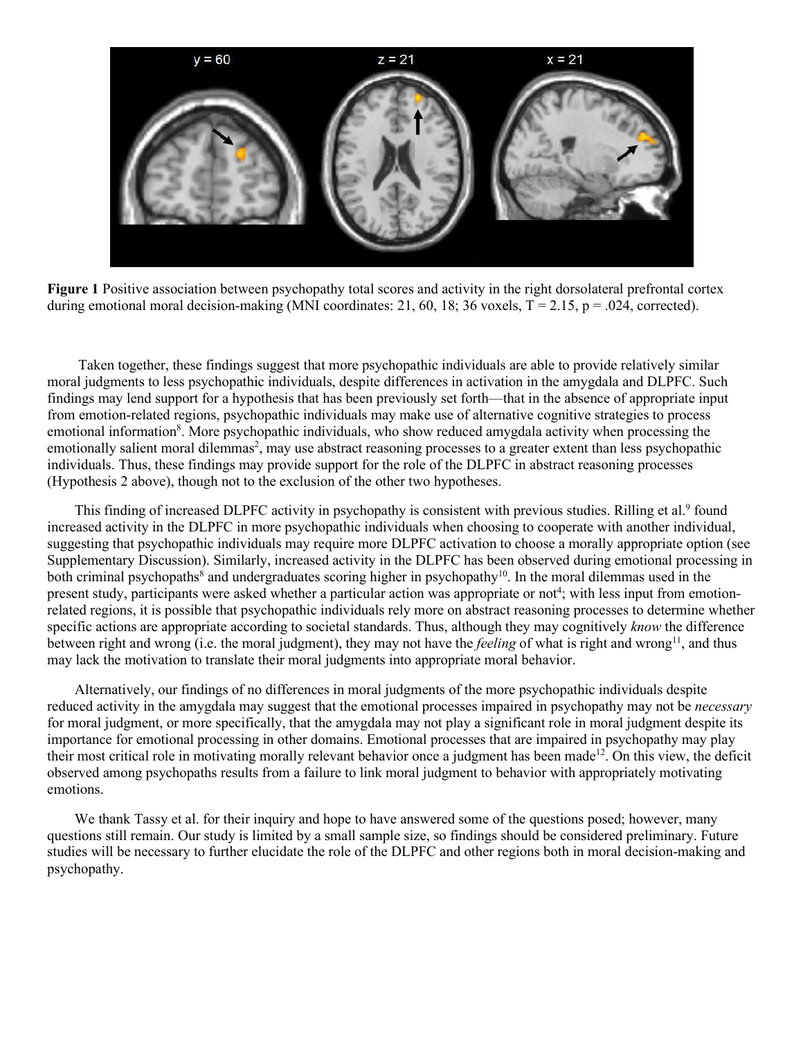**Figure 1** Positive association between psychopathy total scores and activity in the right dorsolateral prefrontal cortex during emotional moral decision-making (MNI coordinates: 21, 60, 18; 36 voxels, T = 2.15, p = .024, corrected).

Taken together, these findings suggest that more psychopathic individuals are able to provide relatively similar moral judgments to less psychopathic individuals, despite differences in activation in the amygdala and DLPFC. Such findings may lend support for a hypothesis that has been previously set forth—that in the absence of appropriate input from emotion-related regions, psychopathic individuals may make use of alternative cognitive strategies to process emotional information[8]. More psychopathic individuals, who show reduced amygdala activity when processing the emotionally salient moral dilemmas[2], may use abstract reasoning processes to a greater extent than less psychopathic individuals. Thus, these findings may provide support for the role of the DLPFC in abstract reasoning processes (Hypothesis 2 above), though not to the exclusion of the other two hypotheses.

This finding of increased DLPFC activity in psychopathy is consistent with previous studies. Rilling et al.[9] found increased activity in the DLPFC in more psychopathic individuals when choosing to cooperate with another individual, suggesting that psychopathic individuals may require more DLPFC activation to choose a morally appropriate option (see Supplementary Discussion). Similarly, increased activity in the DLPFC has been observed during emotional processing in both criminal psychopaths[8] and undergraduates scoring higher in psychopathy[10]. In the moral dilemmas used in the present study, participants were asked whether a particular action was appropriate or not[4]; with less input from emotion-related regions, it is possible that psychopathic individuals rely more on abstract reasoning processes to determine whether specific actions are appropriate according to societal standards. Thus, although they may cognitively *know* the difference between right and wrong (i.e. the moral judgment), they may not have the *feeling* of what is right and wrong[11], and thus may lack the motivation to translate their moral judgments into appropriate moral behavior.

Alternatively, our findings of no differences in moral judgments of the more psychopathic individuals despite reduced activity in the amygdala may suggest that the emotional processes impaired in psychopathy may not be *necessary* for moral judgment, or more specifically, that the amygdala may not play a significant role in moral judgment despite its importance for emotional processing in other domains. Emotional processes that are impaired in psychopathy may play their most critical role in motivating morally relevant behavior once a judgment has been made[12]. On this view, the deficit observed among psychopaths results from a failure to link moral judgment to behavior with appropriately motivating emotions.

We thank Tassy et al. for their inquiry and hope to have answered some of the questions posed; however, many questions still remain. Our study is limited by a small sample size, so findings should be considered preliminary. Future studies will be necessary to further elucidate the role of the DLPFC and other regions both in moral decision-making and psychopathy.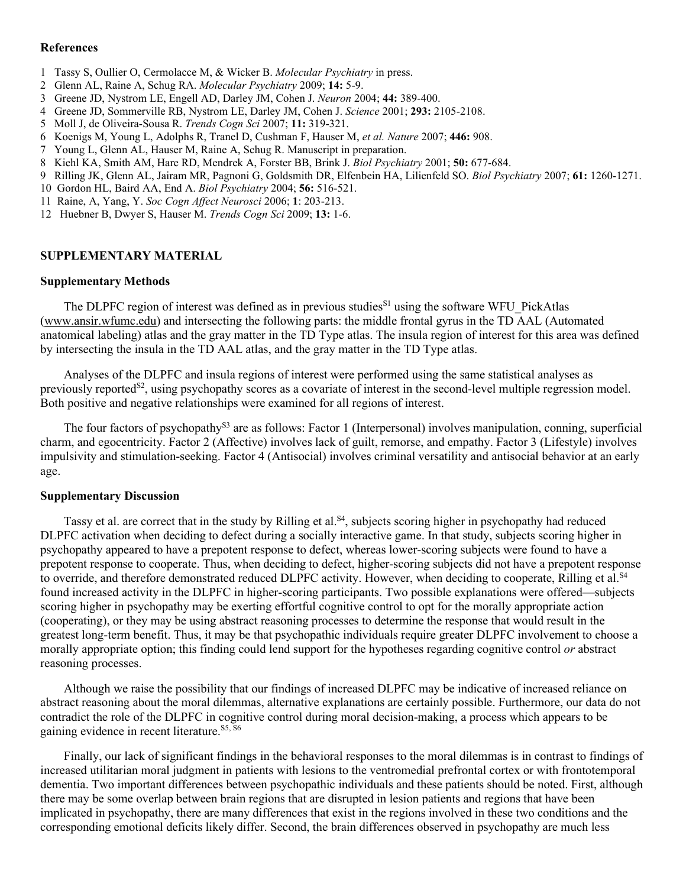### References

1. Tassy S, Oullier O, Cermolacce M, & Wicker B. *Molecular Psychiatry* in press.
2. Glenn AL, Raine A, Schug RA. *Molecular Psychiatry* 2009; **14:** 5-9.
3. Greene JD, Nystrom LE, Engell AD, Darley JM, Cohen J. *Neuron* 2004; **44:** 389-400.
4. Greene JD, Sommerville RB, Nystrom LE, Darley JM, Cohen J. *Science* 2001; **293:** 2105-2108.
5. Moll J, de Oliveira-Sousa R. *Trends Cogn Sci* 2007; **11:** 319-321.
6. Koenigs M, Young L, Adolphs R, Tranel D, Cushman F, Hauser M, *et al. Nature* 2007; **446:** 908.
7. Young L, Glenn AL, Hauser M, Raine A, Schug R. Manuscript in preparation.
8. Kiehl KA, Smith AM, Hare RD, Mendrek A, Forster BB, Brink J. *Biol Psychiatry* 2001; **50:** 677-684.
9. Rilling JK, Glenn AL, Jairam MR, Pagnoni G, Goldsmith DR, Elfenbein HA, Lilienfeld SO. *Biol Psychiatry* 2007; **61:** 1260-1271.
10. Gordon HL, Baird AA, End A. *Biol Psychiatry* 2004; **56:** 516-521.
11. Raine, A, Yang, Y. *Soc Cogn Affect Neurosci* 2006; **1**: 203-213.
12. Huebner B, Dwyer S, Hauser M. *Trends Cogn Sci* 2009; **13:** 1-6.

## SUPPLEMENTARY MATERIAL

### Supplementary Methods

The DLPFC region of interest was defined as in previous studies[S1] using the software WFU_PickAtlas (www.ansir.wfumc.edu) and intersecting the following parts: the middle frontal gyrus in the TD AAL (Automated anatomical labeling) atlas and the gray matter in the TD Type atlas. The insula region of interest for this area was defined by intersecting the insula in the TD AAL atlas, and the gray matter in the TD Type atlas.

Analyses of the DLPFC and insula regions of interest were performed using the same statistical analyses as previously reported[S2], using psychopathy scores as a covariate of interest in the second-level multiple regression model. Both positive and negative relationships were examined for all regions of interest.

The four factors of psychopathy[S3] are as follows: Factor 1 (Interpersonal) involves manipulation, conning, superficial charm, and egocentricity. Factor 2 (Affective) involves lack of guilt, remorse, and empathy. Factor 3 (Lifestyle) involves impulsivity and stimulation-seeking. Factor 4 (Antisocial) involves criminal versatility and antisocial behavior at an early age.

### Supplementary Discussion

Tassy et al. are correct that in the study by Rilling et al.[S4], subjects scoring higher in psychopathy had reduced DLPFC activation when deciding to defect during a socially interactive game. In that study, subjects scoring higher in psychopathy appeared to have a prepotent response to defect, whereas lower-scoring subjects were found to have a prepotent response to cooperate. Thus, when deciding to defect, higher-scoring subjects did not have a prepotent response to override, and therefore demonstrated reduced DLPFC activity. However, when deciding to cooperate, Rilling et al.[S4] found increased activity in the DLPFC in higher-scoring participants. Two possible explanations were offered—subjects scoring higher in psychopathy may be exerting effortful cognitive control to opt for the morally appropriate action (cooperating), or they may be using abstract reasoning processes to determine the response that would result in the greatest long-term benefit. Thus, it may be that psychopathic individuals require greater DLPFC involvement to choose a morally appropriate option; this finding could lend support for the hypotheses regarding cognitive control *or* abstract reasoning processes.

Although we raise the possibility that our findings of increased DLPFC may be indicative of increased reliance on abstract reasoning about the moral dilemmas, alternative explanations are certainly possible. Furthermore, our data do not contradict the role of the DLPFC in cognitive control during moral decision-making, a process which appears to be gaining evidence in recent literature.[S5, S6]

Finally, our lack of significant findings in the behavioral responses to the moral dilemmas is in contrast to findings of increased utilitarian moral judgment in patients with lesions to the ventromedial prefrontal cortex or with frontotemporal dementia. Two important differences between psychopathic individuals and these patients should be noted. First, although there may be some overlap between brain regions that are disrupted in lesion patients and regions that have been implicated in psychopathy, there are many differences that exist in the regions involved in these two conditions and the corresponding emotional deficits likely differ. Second, the brain differences observed in psychopathy are much less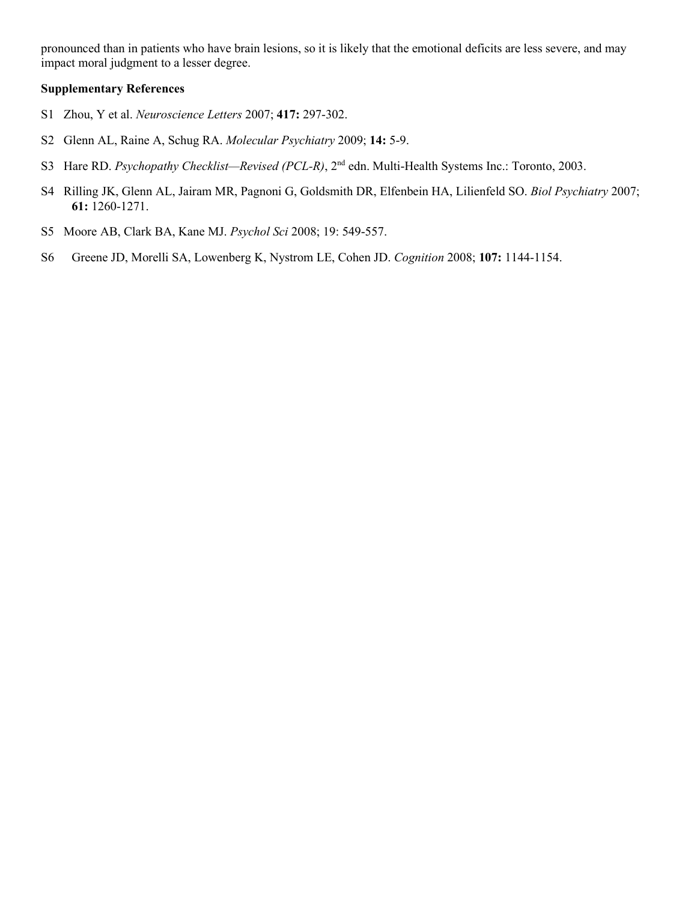pronounced than in patients who have brain lesions, so it is likely that the emotional deficits are less severe, and may impact moral judgment to a lesser degree.

**Supplementary References**

S1 Zhou, Y et al. *Neuroscience Letters* 2007; **417:** 297-302.

S2 Glenn AL, Raine A, Schug RA. *Molecular Psychiatry* 2009; **14:** 5-9.

S3 Hare RD. *Psychopathy Checklist—Revised (PCL-R)*, 2nd edn. Multi-Health Systems Inc.: Toronto, 2003.

S4 Rilling JK, Glenn AL, Jairam MR, Pagnoni G, Goldsmith DR, Elfenbein HA, Lilienfeld SO. *Biol Psychiatry* 2007; **61:** 1260-1271.

S5 Moore AB, Clark BA, Kane MJ. *Psychol Sci* 2008; 19: 549-557.

S6 Greene JD, Morelli SA, Lowenberg K, Nystrom LE, Cohen JD. *Cognition* 2008; **107:** 1144-1154.